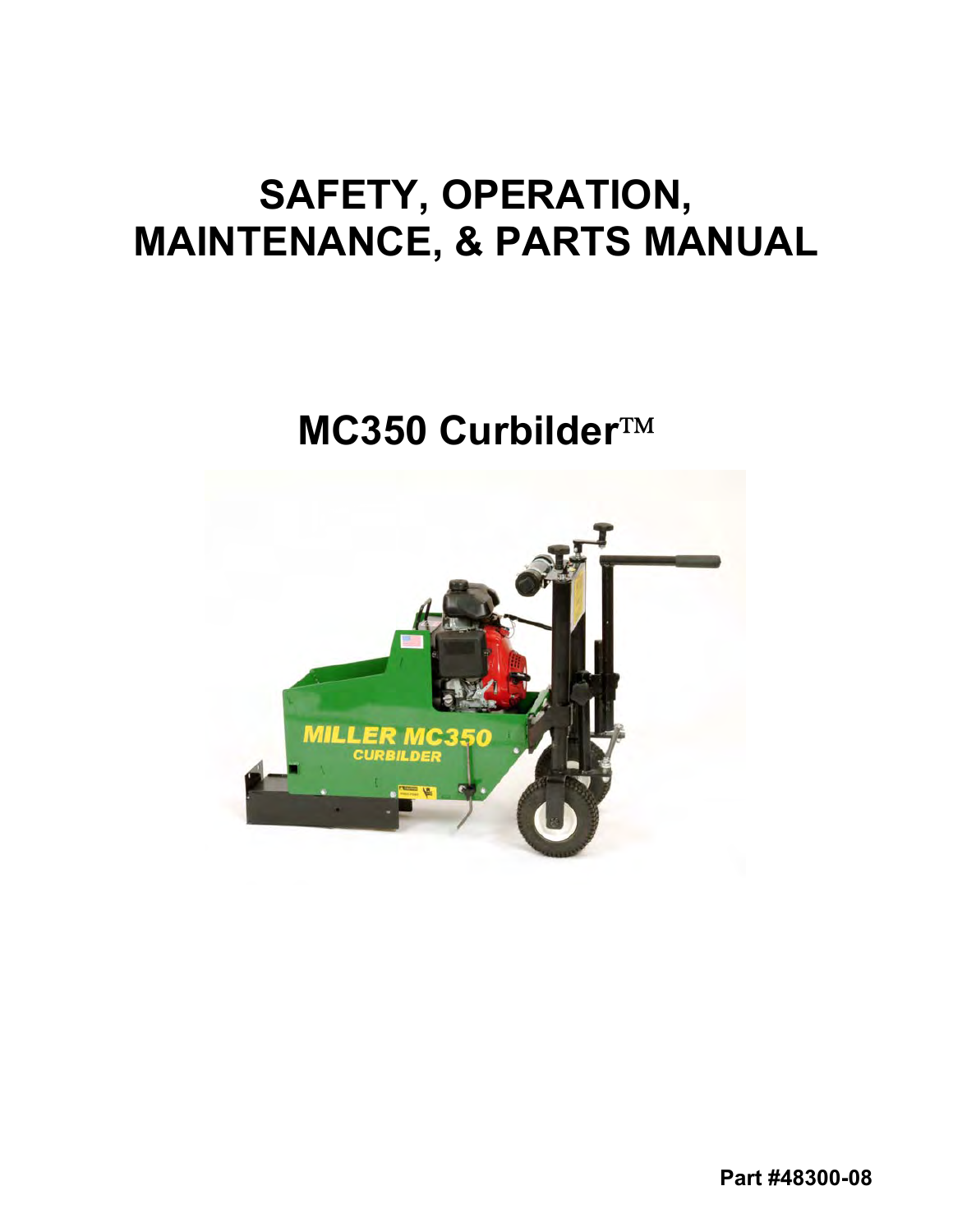# SAFETY, OPERATION, MAINTENANCE, & PARTS MANUAL

## MC350 Curbilder™

**Part #48300-08**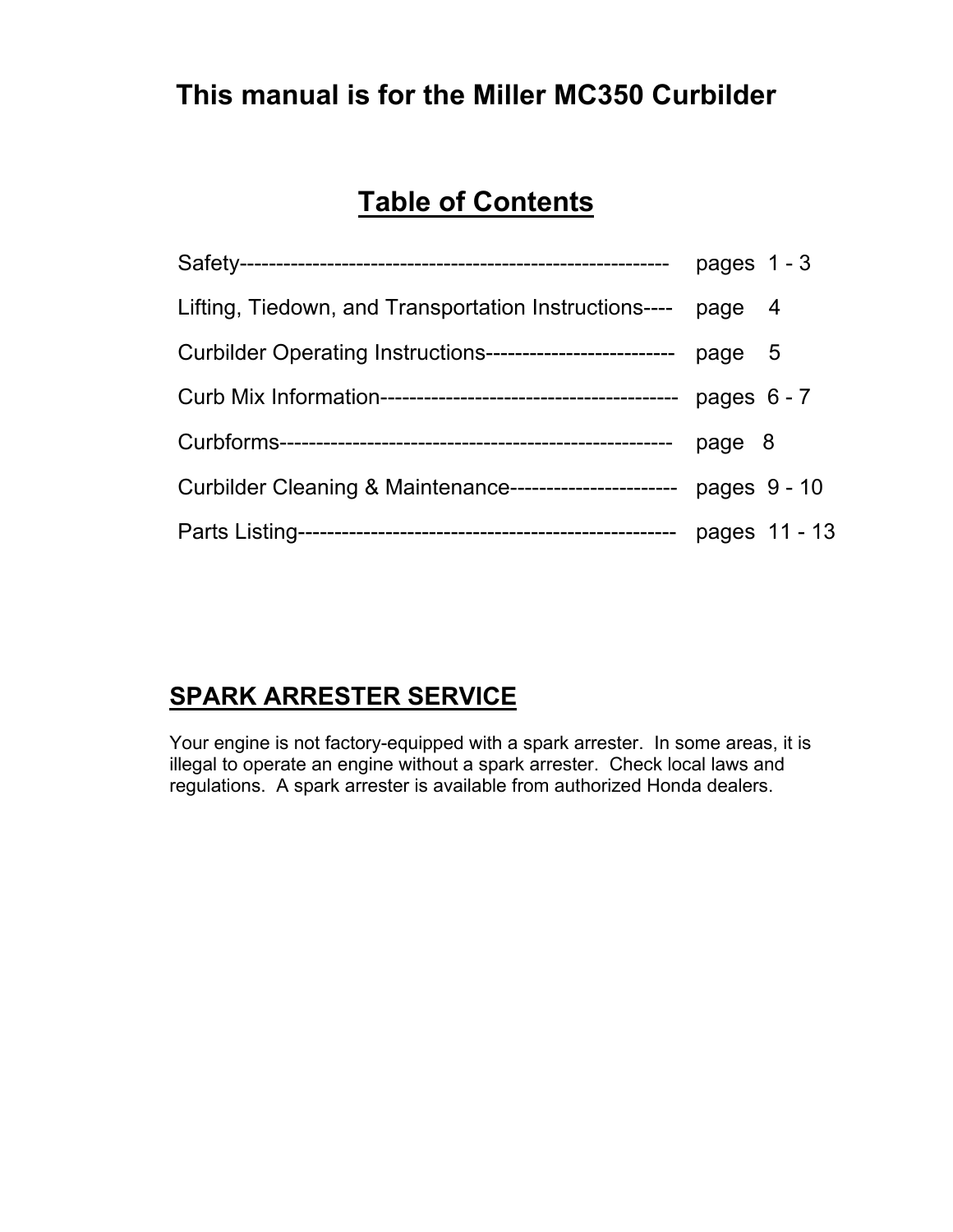# This manual is for the Miller MC350 Curbilder

## Table of Contents

| Section | Pages |
| --- | --- |
| Safety | pages 1 - 3 |
| Lifting, Tiedown, and Transportation Instructions | page 4 |
| Curbilder Operating Instructions | page 5 |
| Curb Mix Information | pages 6 - 7 |
| Curbforms | page 8 |
| Curbilder Cleaning & Maintenance | pages 9 - 10 |
| Parts Listing | pages 11 - 13 |

## SPARK ARRESTER SERVICE

Your engine is not factory-equipped with a spark arrester. In some areas, it is illegal to operate an engine without a spark arrester. Check local laws and regulations. A spark arrester is available from authorized Honda dealers.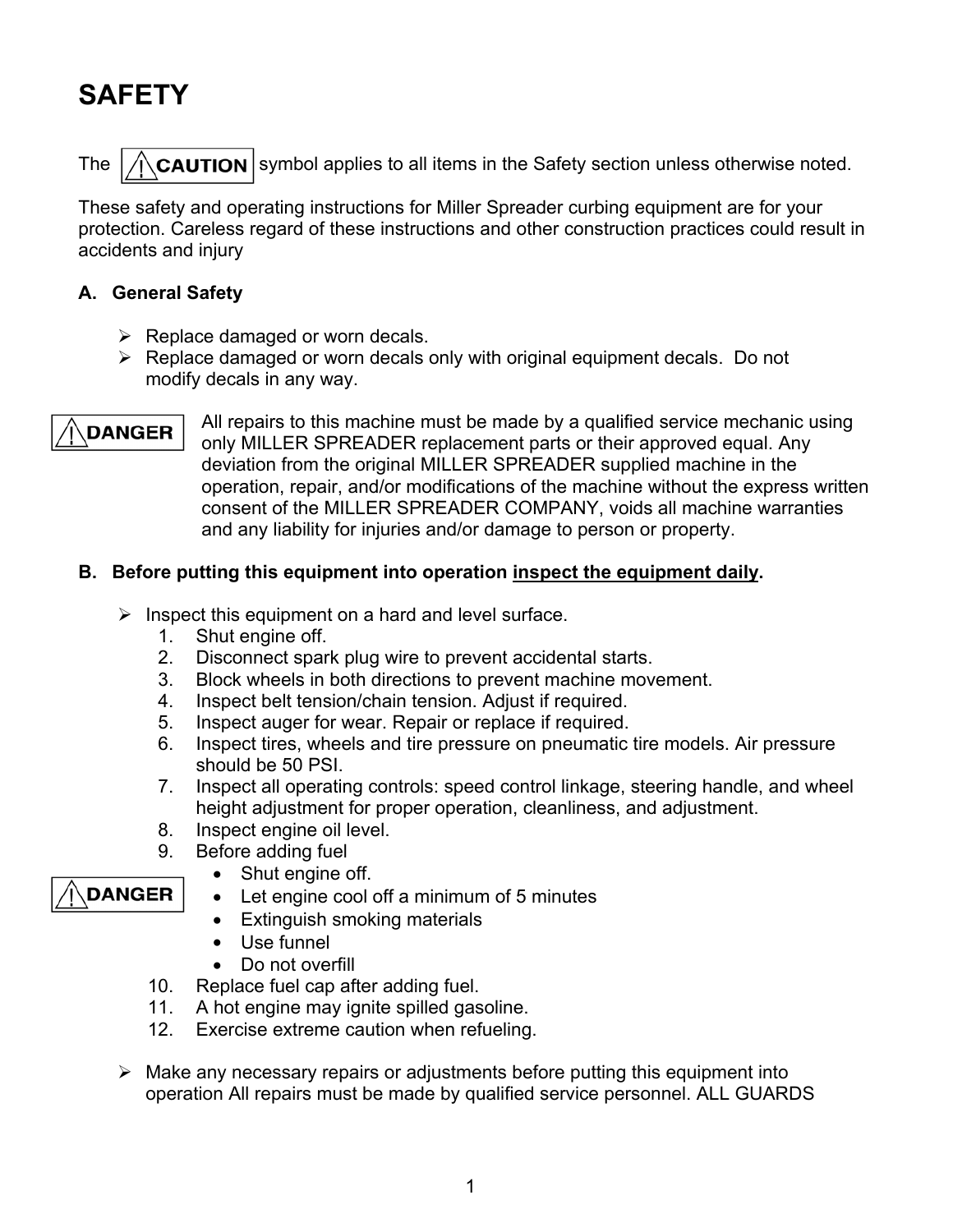# SAFETY

The **⚠CAUTION** symbol applies to all items in the Safety section unless otherwise noted.

These safety and operating instructions for Miller Spreader curbing equipment are for your protection. Careless regard of these instructions and other construction practices could result in accidents and injury

### A. General Safety

- Replace damaged or worn decals.
- Replace damaged or worn decals only with original equipment decals. Do not modify decals in any way.

**⚠DANGER** All repairs to this machine must be made by a qualified service mechanic using only MILLER SPREADER replacement parts or their approved equal. Any deviation from the original MILLER SPREADER supplied machine in the operation, repair, and/or modifications of the machine without the express written consent of the MILLER SPREADER COMPANY, voids all machine warranties and any liability for injuries and/or damage to person or property.

### B. Before putting this equipment into operation <u>inspect the equipment daily</u>.

- Inspect this equipment on a hard and level surface.
  1. Shut engine off.
  2. Disconnect spark plug wire to prevent accidental starts.
  3. Block wheels in both directions to prevent machine movement.
  4. Inspect belt tension/chain tension. Adjust if required.
  5. Inspect auger for wear. Repair or replace if required.
  6. Inspect tires, wheels and tire pressure on pneumatic tire models. Air pressure should be 50 PSI.
  7. Inspect all operating controls: speed control linkage, steering handle, and wheel height adjustment for proper operation, cleanliness, and adjustment.
  8. Inspect engine oil level.
  9. Before adding fuel **⚠DANGER**
     - Shut engine off.
     - Let engine cool off a minimum of 5 minutes
     - Extinguish smoking materials
     - Use funnel
     - Do not overfill
  10. Replace fuel cap after adding fuel.
  11. A hot engine may ignite spilled gasoline.
  12. Exercise extreme caution when refueling.

- Make any necessary repairs or adjustments before putting this equipment into operation All repairs must be made by qualified service personnel. ALL GUARDS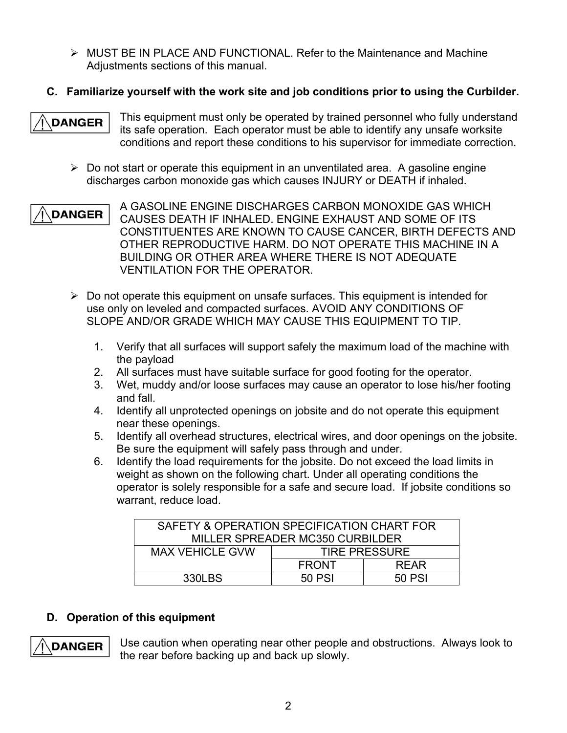- MUST BE IN PLACE AND FUNCTIONAL. Refer to the Maintenance and Machine Adjustments sections of this manual.

**C. Familiarize yourself with the work site and job conditions prior to using the Curbilder.**

**⚠DANGER** This equipment must only be operated by trained personnel who fully understand its safe operation. Each operator must be able to identify any unsafe worksite conditions and report these conditions to his supervisor for immediate correction.

- Do not start or operate this equipment in an unventilated area. A gasoline engine discharges carbon monoxide gas which causes INJURY or DEATH if inhaled.

**⚠DANGER** A GASOLINE ENGINE DISCHARGES CARBON MONOXIDE GAS WHICH CAUSES DEATH IF INHALED. ENGINE EXHAUST AND SOME OF ITS CONSTITUENTES ARE KNOWN TO CAUSE CANCER, BIRTH DEFECTS AND OTHER REPRODUCTIVE HARM. DO NOT OPERATE THIS MACHINE IN A BUILDING OR OTHER AREA WHERE THERE IS NOT ADEQUATE VENTILATION FOR THE OPERATOR.

- Do not operate this equipment on unsafe surfaces. This equipment is intended for use only on leveled and compacted surfaces. AVOID ANY CONDITIONS OF SLOPE AND/OR GRADE WHICH MAY CAUSE THIS EQUIPMENT TO TIP.

1. Verify that all surfaces will support safely the maximum load of the machine with the payload
2. All surfaces must have suitable surface for good footing for the operator.
3. Wet, muddy and/or loose surfaces may cause an operator to lose his/her footing and fall.
4. Identify all unprotected openings on jobsite and do not operate this equipment near these openings.
5. Identify all overhead structures, electrical wires, and door openings on the jobsite. Be sure the equipment will safely pass through and under.
6. Identify the load requirements for the jobsite. Do not exceed the load limits in weight as shown on the following chart. Under all operating conditions the operator is solely responsible for a safe and secure load. If jobsite conditions so warrant, reduce load.

| SAFETY & OPERATION SPECIFICATION CHART FOR MILLER SPREADER MC350 CURBILDER | | |
|---|---|---|
| MAX VEHICLE GVW | TIRE PRESSURE | |
| | FRONT | REAR |
| 330LBS | 50 PSI | 50 PSI |

**D. Operation of this equipment**

**⚠DANGER** Use caution when operating near other people and obstructions. Always look to the rear before backing up and back up slowly.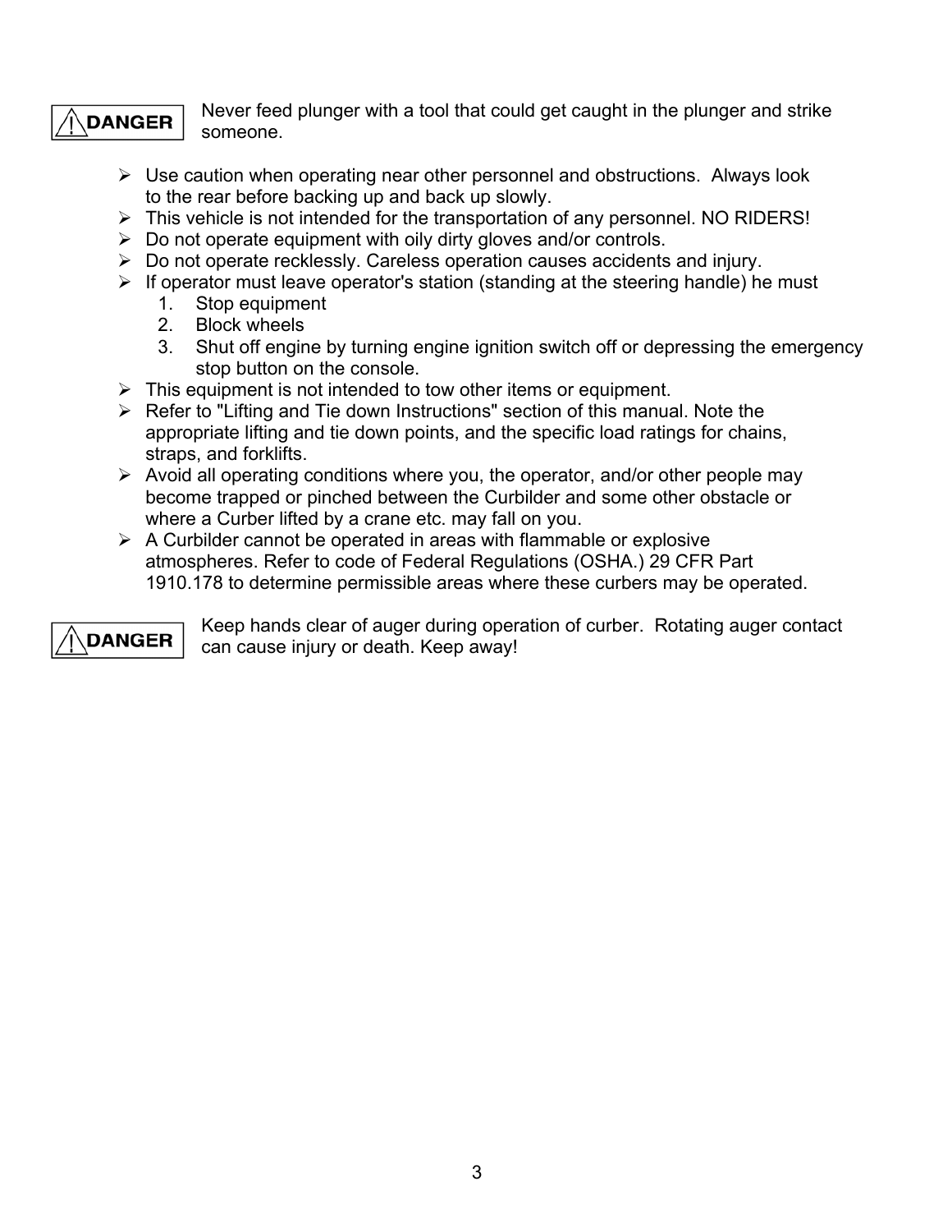**⚠ DANGER** Never feed plunger with a tool that could get caught in the plunger and strike someone.

- Use caution when operating near other personnel and obstructions. Always look to the rear before backing up and back up slowly.
- This vehicle is not intended for the transportation of any personnel. NO RIDERS!
- Do not operate equipment with oily dirty gloves and/or controls.
- Do not operate recklessly. Careless operation causes accidents and injury.
- If operator must leave operator's station (standing at the steering handle) he must
  1. Stop equipment
  2. Block wheels
  3. Shut off engine by turning engine ignition switch off or depressing the emergency stop button on the console.
- This equipment is not intended to tow other items or equipment.
- Refer to "Lifting and Tie down Instructions" section of this manual. Note the appropriate lifting and tie down points, and the specific load ratings for chains, straps, and forklifts.
- Avoid all operating conditions where you, the operator, and/or other people may become trapped or pinched between the Curbilder and some other obstacle or where a Curber lifted by a crane etc. may fall on you.
- A Curbilder cannot be operated in areas with flammable or explosive atmospheres. Refer to code of Federal Regulations (OSHA.) 29 CFR Part 1910.178 to determine permissible areas where these curbers may be operated.

**⚠ DANGER** Keep hands clear of auger during operation of curber. Rotating auger contact can cause injury or death. Keep away!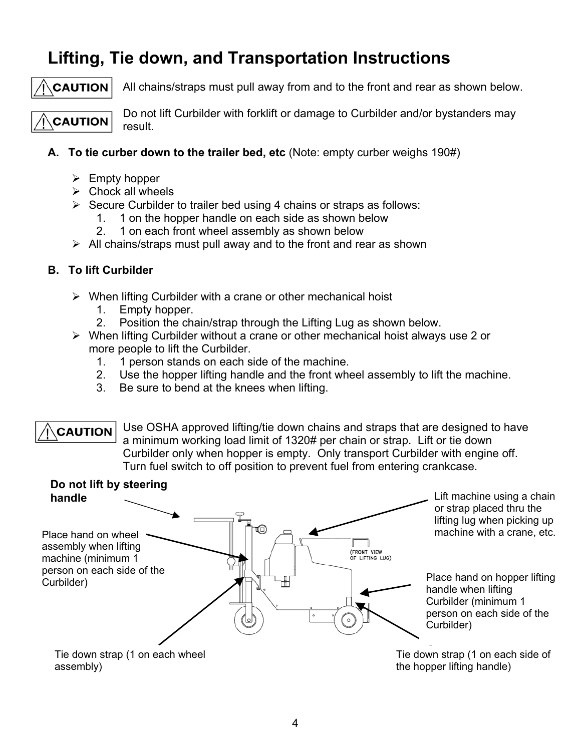# Lifting, Tie down, and Transportation Instructions

**⚠CAUTION** All chains/straps must pull away from and to the front and rear as shown below.

**⚠CAUTION** Do not lift Curbilder with forklift or damage to Curbilder and/or bystanders may result.

**A. To tie curber down to the trailer bed, etc** (Note: empty curber weighs 190#)

- Empty hopper
- Chock all wheels
- Secure Curbilder to trailer bed using 4 chains or straps as follows:
  1. 1 on the hopper handle on each side as shown below
  2. 1 on each front wheel assembly as shown below
- All chains/straps must pull away and to the front and rear as shown

**B. To lift Curbilder**

- When lifting Curbilder with a crane or other mechanical hoist
  1. Empty hopper.
  2. Position the chain/strap through the Lifting Lug as shown below.
- When lifting Curbilder without a crane or other mechanical hoist always use 2 or more people to lift the Curbilder.
  1. 1 person stands on each side of the machine.
  2. Use the hopper lifting handle and the front wheel assembly to lift the machine.
  3. Be sure to bend at the knees when lifting.

**⚠CAUTION** Use OSHA approved lifting/tie down chains and straps that are designed to have a minimum working load limit of 1320# per chain or strap. Lift or tie down Curbilder only when hopper is empty. Only transport Curbilder with engine off. Turn fuel switch to off position to prevent fuel from entering crankcase.

**Do not lift by steering handle**

Lift machine using a chain or strap placed thru the lifting lug when picking up machine with a crane, etc.

(FRONT VIEW OF LIFTING LUG)

Place hand on wheel assembly when lifting machine (minimum 1 person on each side of the Curbilder)

Place hand on hopper lifting handle when lifting Curbilder (minimum 1 person on each side of the Curbilder)

Tie down strap (1 on each wheel assembly)

Tie down strap (1 on each side of the hopper lifting handle)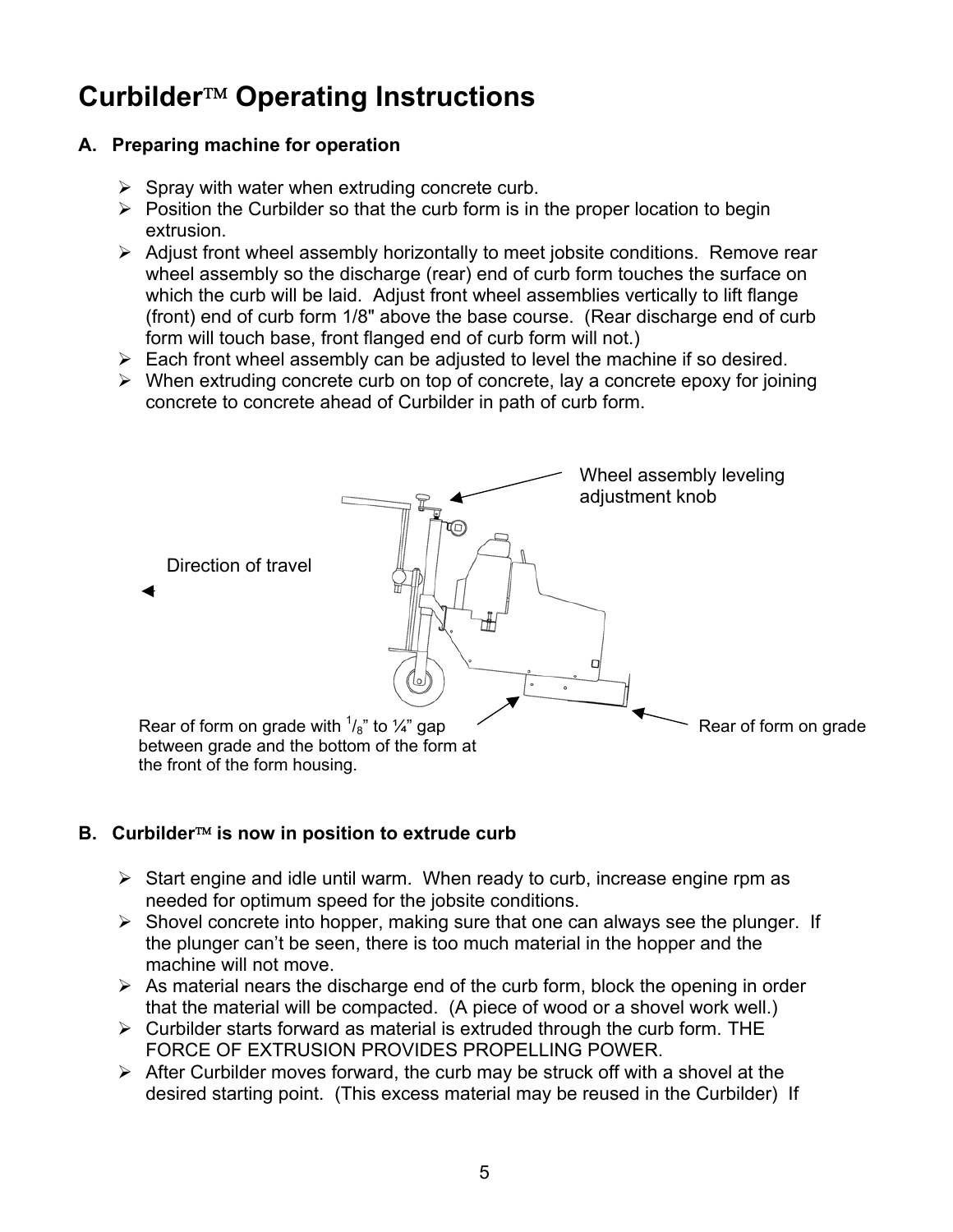# Curbilder™ Operating Instructions

## A. Preparing machine for operation

- Spray with water when extruding concrete curb.
- Position the Curbilder so that the curb form is in the proper location to begin extrusion.
- Adjust front wheel assembly horizontally to meet jobsite conditions. Remove rear wheel assembly so the discharge (rear) end of curb form touches the surface on which the curb will be laid. Adjust front wheel assemblies vertically to lift flange (front) end of curb form 1/8" above the base course. (Rear discharge end of curb form will touch base, front flanged end of curb form will not.)
- Each front wheel assembly can be adjusted to level the machine if so desired.
- When extruding concrete curb on top of concrete, lay a concrete epoxy for joining concrete to concrete ahead of Curbilder in path of curb form.

Wheel assembly leveling adjustment knob

Direction of travel

Rear of form on grade with 1/8" to ¼" gap between grade and the bottom of the form at the front of the form housing.

Rear of form on grade

## B. Curbilder™ is now in position to extrude curb

- Start engine and idle until warm. When ready to curb, increase engine rpm as needed for optimum speed for the jobsite conditions.
- Shovel concrete into hopper, making sure that one can always see the plunger. If the plunger can't be seen, there is too much material in the hopper and the machine will not move.
- As material nears the discharge end of the curb form, block the opening in order that the material will be compacted. (A piece of wood or a shovel work well.)
- Curbilder starts forward as material is extruded through the curb form. THE FORCE OF EXTRUSION PROVIDES PROPELLING POWER.
- After Curbilder moves forward, the curb may be struck off with a shovel at the desired starting point. (This excess material may be reused in the Curbilder) If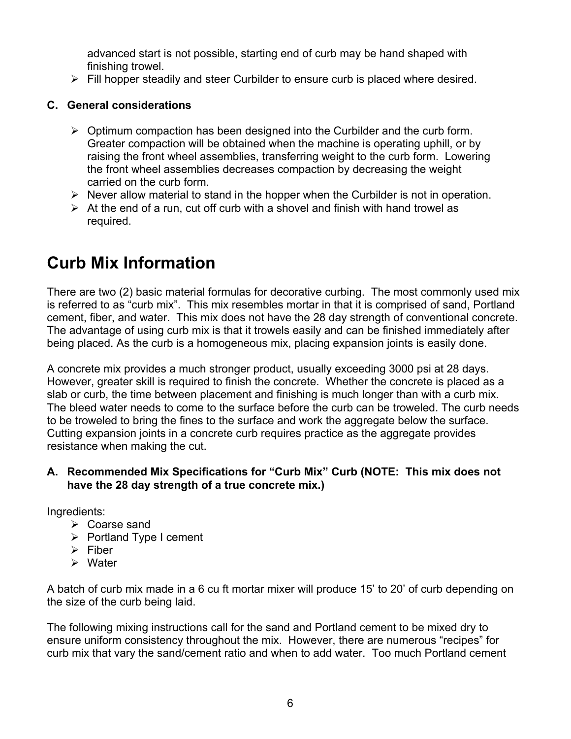advanced start is not possible, starting end of curb may be hand shaped with finishing trowel.

- Fill hopper steadily and steer Curbilder to ensure curb is placed where desired.

### C. General considerations

- Optimum compaction has been designed into the Curbilder and the curb form. Greater compaction will be obtained when the machine is operating uphill, or by raising the front wheel assemblies, transferring weight to the curb form. Lowering the front wheel assemblies decreases compaction by decreasing the weight carried on the curb form.
- Never allow material to stand in the hopper when the Curbilder is not in operation.
- At the end of a run, cut off curb with a shovel and finish with hand trowel as required.

# Curb Mix Information

There are two (2) basic material formulas for decorative curbing. The most commonly used mix is referred to as "curb mix". This mix resembles mortar in that it is comprised of sand, Portland cement, fiber, and water. This mix does not have the 28 day strength of conventional concrete. The advantage of using curb mix is that it trowels easily and can be finished immediately after being placed. As the curb is a homogeneous mix, placing expansion joints is easily done.

A concrete mix provides a much stronger product, usually exceeding 3000 psi at 28 days. However, greater skill is required to finish the concrete. Whether the concrete is placed as a slab or curb, the time between placement and finishing is much longer than with a curb mix. The bleed water needs to come to the surface before the curb can be troweled. The curb needs to be troweled to bring the fines to the surface and work the aggregate below the surface. Cutting expansion joints in a concrete curb requires practice as the aggregate provides resistance when making the cut.

### A. Recommended Mix Specifications for "Curb Mix" Curb (NOTE: This mix does not have the 28 day strength of a true concrete mix.)

Ingredients:

- Coarse sand
- Portland Type I cement
- Fiber
- Water

A batch of curb mix made in a 6 cu ft mortar mixer will produce 15' to 20' of curb depending on the size of the curb being laid.

The following mixing instructions call for the sand and Portland cement to be mixed dry to ensure uniform consistency throughout the mix. However, there are numerous "recipes" for curb mix that vary the sand/cement ratio and when to add water. Too much Portland cement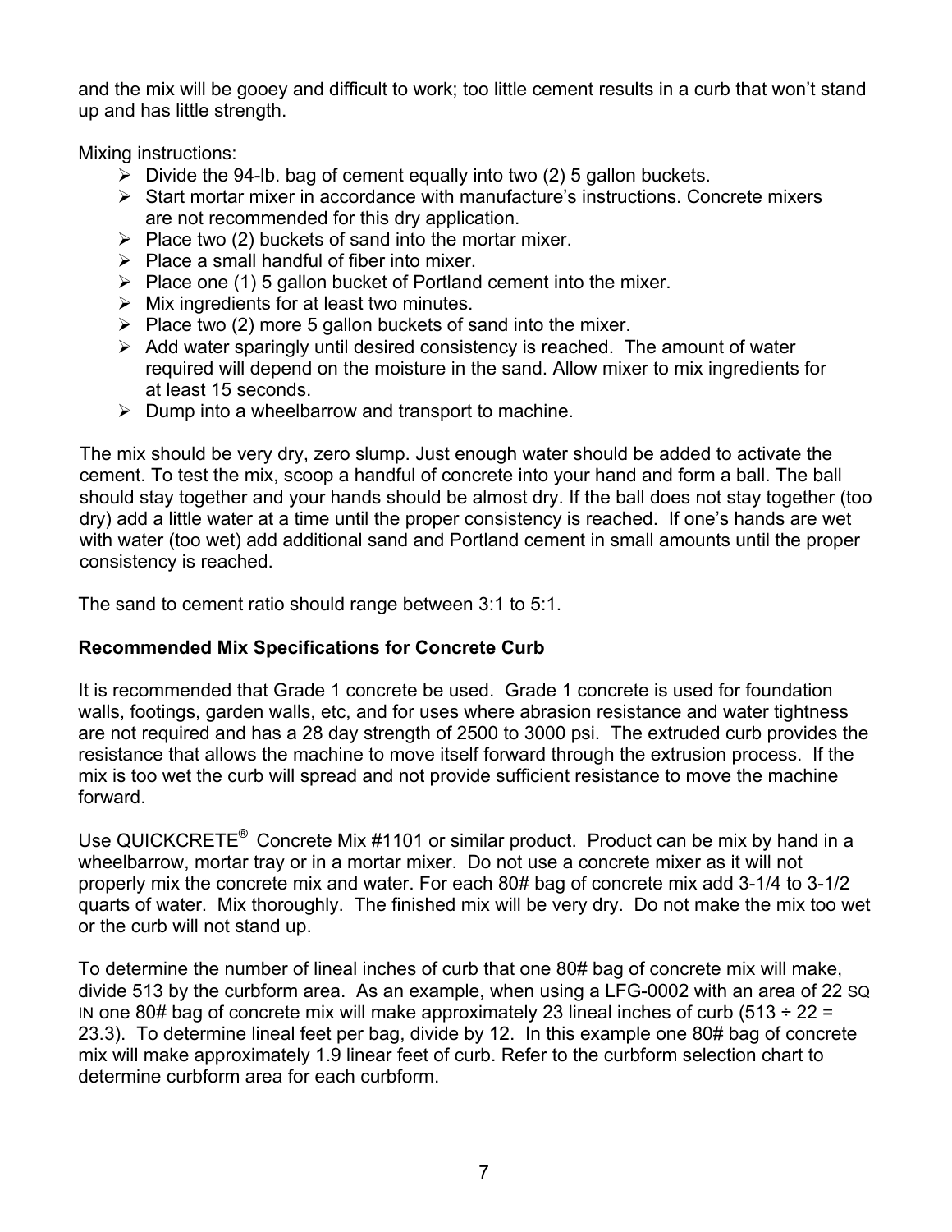and the mix will be gooey and difficult to work; too little cement results in a curb that won't stand up and has little strength.

Mixing instructions:

- Divide the 94-lb. bag of cement equally into two (2) 5 gallon buckets.
- Start mortar mixer in accordance with manufacture's instructions. Concrete mixers are not recommended for this dry application.
- Place two (2) buckets of sand into the mortar mixer.
- Place a small handful of fiber into mixer.
- Place one (1) 5 gallon bucket of Portland cement into the mixer.
- Mix ingredients for at least two minutes.
- Place two (2) more 5 gallon buckets of sand into the mixer.
- Add water sparingly until desired consistency is reached. The amount of water required will depend on the moisture in the sand. Allow mixer to mix ingredients for at least 15 seconds.
- Dump into a wheelbarrow and transport to machine.

The mix should be very dry, zero slump. Just enough water should be added to activate the cement. To test the mix, scoop a handful of concrete into your hand and form a ball. The ball should stay together and your hands should be almost dry. If the ball does not stay together (too dry) add a little water at a time until the proper consistency is reached. If one's hands are wet with water (too wet) add additional sand and Portland cement in small amounts until the proper consistency is reached.

The sand to cement ratio should range between 3:1 to 5:1.

**Recommended Mix Specifications for Concrete Curb**

It is recommended that Grade 1 concrete be used. Grade 1 concrete is used for foundation walls, footings, garden walls, etc, and for uses where abrasion resistance and water tightness are not required and has a 28 day strength of 2500 to 3000 psi. The extruded curb provides the resistance that allows the machine to move itself forward through the extrusion process. If the mix is too wet the curb will spread and not provide sufficient resistance to move the machine forward.

Use QUICKCRETE® Concrete Mix #1101 or similar product. Product can be mix by hand in a wheelbarrow, mortar tray or in a mortar mixer. Do not use a concrete mixer as it will not properly mix the concrete mix and water. For each 80# bag of concrete mix add 3-1/4 to 3-1/2 quarts of water. Mix thoroughly. The finished mix will be very dry. Do not make the mix too wet or the curb will not stand up.

To determine the number of lineal inches of curb that one 80# bag of concrete mix will make, divide 513 by the curbform area. As an example, when using a LFG-0002 with an area of 22 SQ IN one 80# bag of concrete mix will make approximately 23 lineal inches of curb (513 ÷ 22 = 23.3). To determine lineal feet per bag, divide by 12. In this example one 80# bag of concrete mix will make approximately 1.9 linear feet of curb. Refer to the curbform selection chart to determine curbform area for each curbform.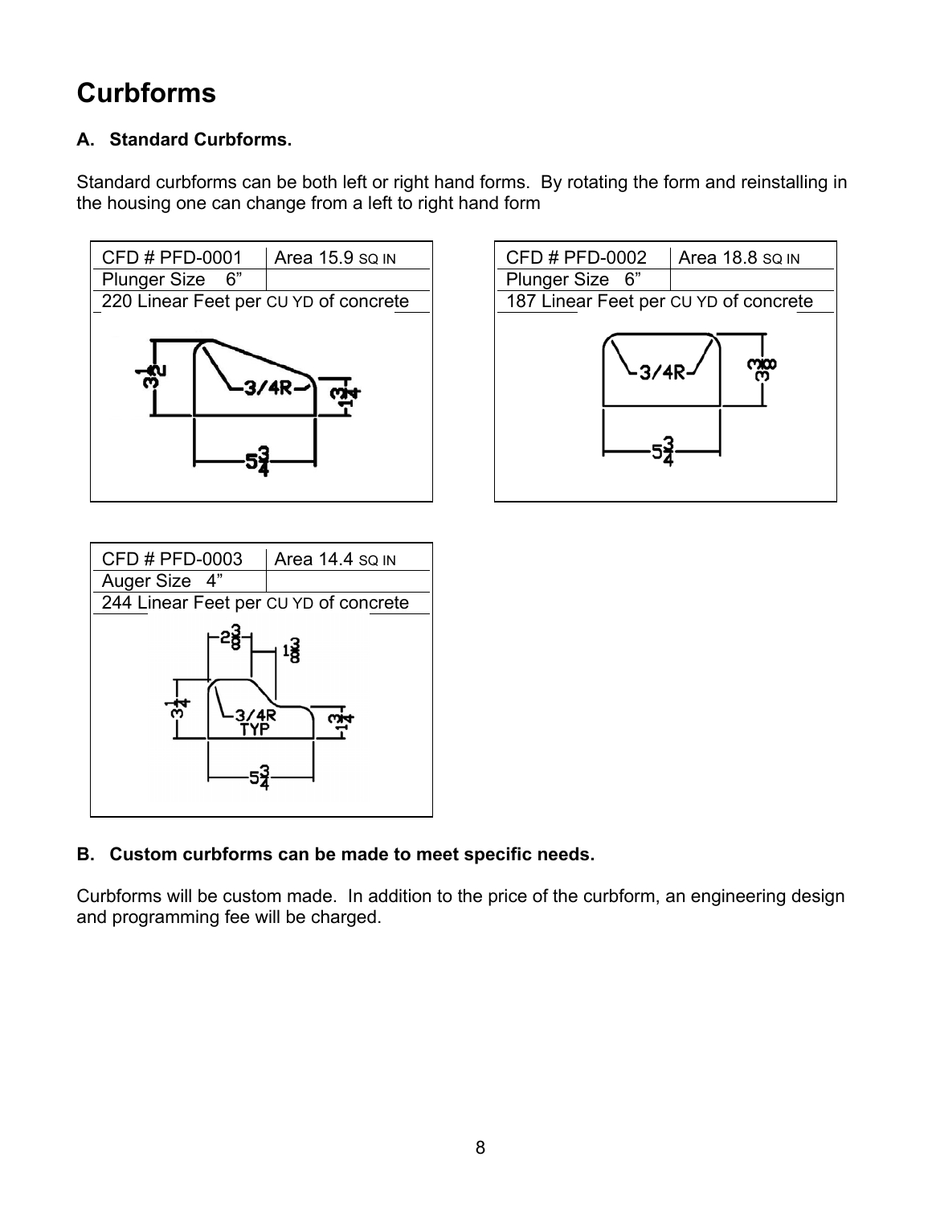# Curbforms

### A. Standard Curbforms.

Standard curbforms can be both left or right hand forms. By rotating the form and reinstalling in the housing one can change from a left to right hand form

| CFD # PFD-0001 | Area 15.9 SQ IN |
|---|---|
| Plunger Size 6" | |
| 220 Linear Feet per CU YD of concrete | |

3/4R
$3\frac{1}{2}$
$1\frac{3}{4}$
$5\frac{3}{4}$

| CFD # PFD-0002 | Area 18.8 SQ IN |
|---|---|
| Plunger Size 6" | |
| 187 Linear Feet per CU YD of concrete | |

3/4R
$3\frac{3}{8}$
$5\frac{3}{4}$

| CFD # PFD-0003 | Area 14.4 SQ IN |
|---|---|
| Auger Size 4" | |
| 244 Linear Feet per CU YD of concrete | |

$2\frac{3}{8}$
$1\frac{3}{8}$
$3\frac{1}{4}$
3/4R TYP
$1\frac{3}{4}$
$5\frac{3}{4}$

### B. Custom curbforms can be made to meet specific needs.

Curbforms will be custom made. In addition to the price of the curbform, an engineering design and programming fee will be charged.